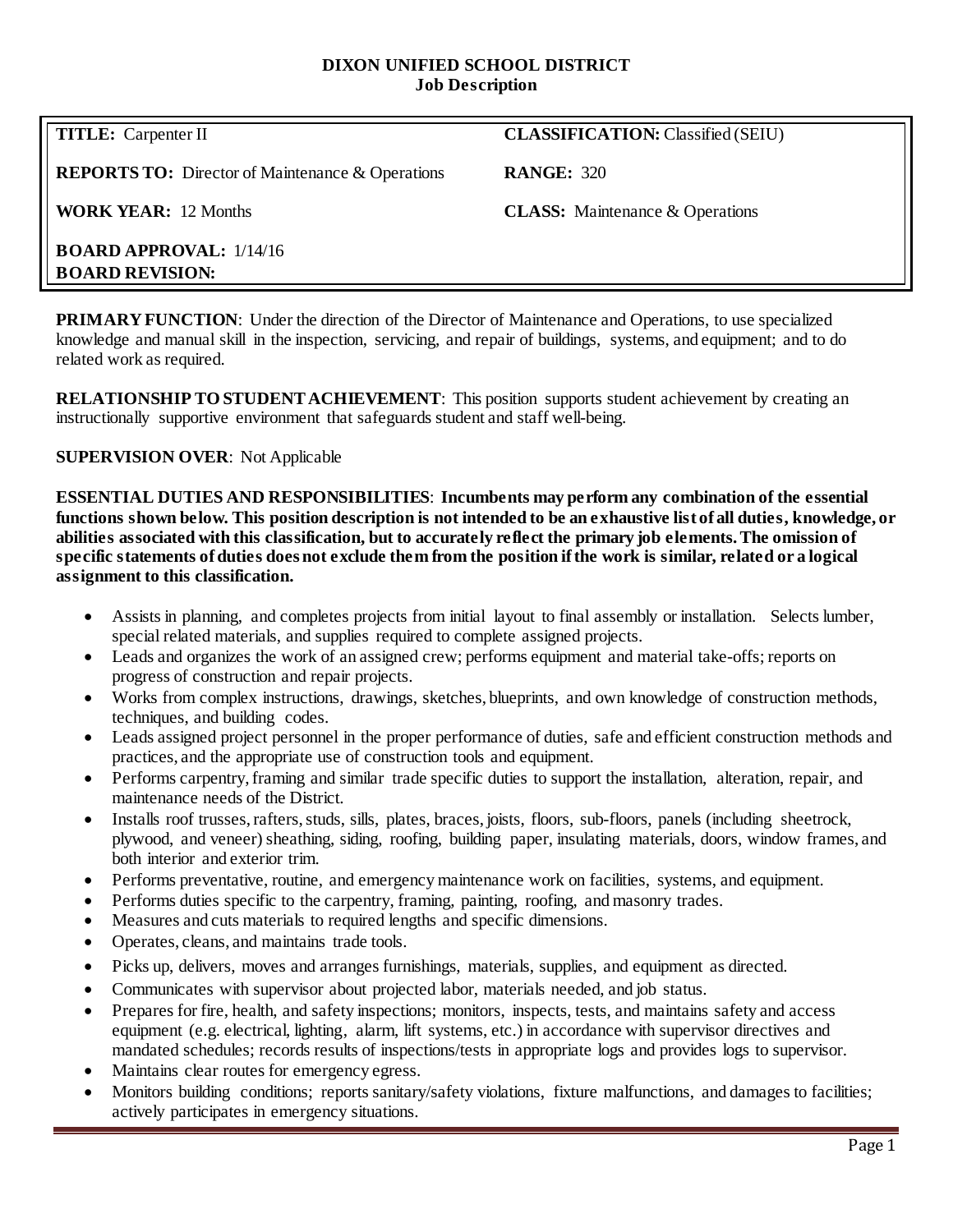**DIXON UNIFIED SCHOOL DISTRICT**
**Job Description**

| | |
|---|---|
| **TITLE:** Carpenter II | **CLASSIFICATION:** Classified (SEIU) |
| **REPORTS TO:** Director of Maintenance & Operations | **RANGE:** 320 |
| **WORK YEAR:** 12 Months | **CLASS:** Maintenance & Operations |
| **BOARD APPROVAL:** 1/14/16<br>**BOARD REVISION:** | |

**PRIMARY FUNCTION**: Under the direction of the Director of Maintenance and Operations, to use specialized knowledge and manual skill in the inspection, servicing, and repair of buildings, systems, and equipment; and to do related work as required.

**RELATIONSHIP TO STUDENT ACHIEVEMENT**: This position supports student achievement by creating an instructionally supportive environment that safeguards student and staff well-being.

**SUPERVISION OVER**: Not Applicable

**ESSENTIAL DUTIES AND RESPONSIBILITIES**: **Incumbents may perform any combination of the essential functions shown below. This position description is not intended to be an exhaustive list of all duties, knowledge, or abilities associated with this classification, but to accurately reflect the primary job elements. The omission of specific statements of duties does not exclude them from the position if the work is similar, related or a logical assignment to this classification.**

- Assists in planning, and completes projects from initial layout to final assembly or installation. Selects lumber, special related materials, and supplies required to complete assigned projects.
- Leads and organizes the work of an assigned crew; performs equipment and material take-offs; reports on progress of construction and repair projects.
- Works from complex instructions, drawings, sketches, blueprints, and own knowledge of construction methods, techniques, and building codes.
- Leads assigned project personnel in the proper performance of duties, safe and efficient construction methods and practices, and the appropriate use of construction tools and equipment.
- Performs carpentry, framing and similar trade specific duties to support the installation, alteration, repair, and maintenance needs of the District.
- Installs roof trusses, rafters, studs, sills, plates, braces, joists, floors, sub-floors, panels (including sheetrock, plywood, and veneer) sheathing, siding, roofing, building paper, insulating materials, doors, window frames, and both interior and exterior trim.
- Performs preventative, routine, and emergency maintenance work on facilities, systems, and equipment.
- Performs duties specific to the carpentry, framing, painting, roofing, and masonry trades.
- Measures and cuts materials to required lengths and specific dimensions.
- Operates, cleans, and maintains trade tools.
- Picks up, delivers, moves and arranges furnishings, materials, supplies, and equipment as directed.
- Communicates with supervisor about projected labor, materials needed, and job status.
- Prepares for fire, health, and safety inspections; monitors, inspects, tests, and maintains safety and access equipment (e.g. electrical, lighting, alarm, lift systems, etc.) in accordance with supervisor directives and mandated schedules; records results of inspections/tests in appropriate logs and provides logs to supervisor.
- Maintains clear routes for emergency egress.
- Monitors building conditions; reports sanitary/safety violations, fixture malfunctions, and damages to facilities; actively participates in emergency situations.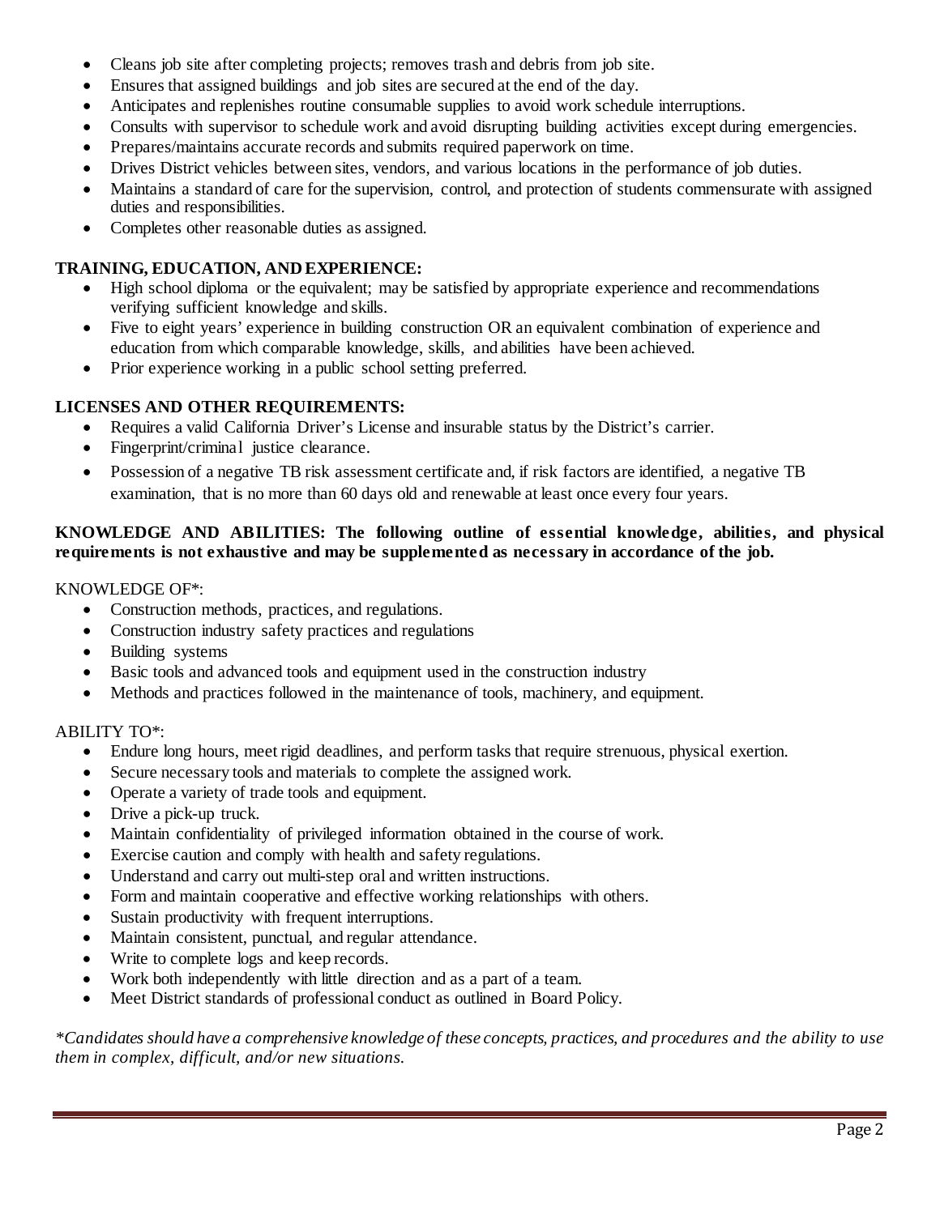- Cleans job site after completing projects; removes trash and debris from job site.
- Ensures that assigned buildings and job sites are secured at the end of the day.
- Anticipates and replenishes routine consumable supplies to avoid work schedule interruptions.
- Consults with supervisor to schedule work and avoid disrupting building activities except during emergencies.
- Prepares/maintains accurate records and submits required paperwork on time.
- Drives District vehicles between sites, vendors, and various locations in the performance of job duties.
- Maintains a standard of care for the supervision, control, and protection of students commensurate with assigned duties and responsibilities.
- Completes other reasonable duties as assigned.

**TRAINING, EDUCATION, AND EXPERIENCE:**

- High school diploma or the equivalent; may be satisfied by appropriate experience and recommendations verifying sufficient knowledge and skills.
- Five to eight years' experience in building construction OR an equivalent combination of experience and education from which comparable knowledge, skills, and abilities have been achieved.
- Prior experience working in a public school setting preferred.

**LICENSES AND OTHER REQUIREMENTS:**

- Requires a valid California Driver's License and insurable status by the District's carrier.
- Fingerprint/criminal justice clearance.
- Possession of a negative TB risk assessment certificate and, if risk factors are identified, a negative TB examination, that is no more than 60 days old and renewable at least once every four years.

**KNOWLEDGE AND ABILITIES: The following outline of essential knowledge, abilities, and physical requirements is not exhaustive and may be supplemented as necessary in accordance of the job.**

KNOWLEDGE OF*:

- Construction methods, practices, and regulations.
- Construction industry safety practices and regulations
- Building systems
- Basic tools and advanced tools and equipment used in the construction industry
- Methods and practices followed in the maintenance of tools, machinery, and equipment.

ABILITY TO*:

- Endure long hours, meet rigid deadlines, and perform tasks that require strenuous, physical exertion.
- Secure necessary tools and materials to complete the assigned work.
- Operate a variety of trade tools and equipment.
- Drive a pick-up truck.
- Maintain confidentiality of privileged information obtained in the course of work.
- Exercise caution and comply with health and safety regulations.
- Understand and carry out multi-step oral and written instructions.
- Form and maintain cooperative and effective working relationships with others.
- Sustain productivity with frequent interruptions.
- Maintain consistent, punctual, and regular attendance.
- Write to complete logs and keep records.
- Work both independently with little direction and as a part of a team.
- Meet District standards of professional conduct as outlined in Board Policy.

*\*Candidates should have a comprehensive knowledge of these concepts, practices, and procedures and the ability to use them in complex, difficult, and/or new situations.*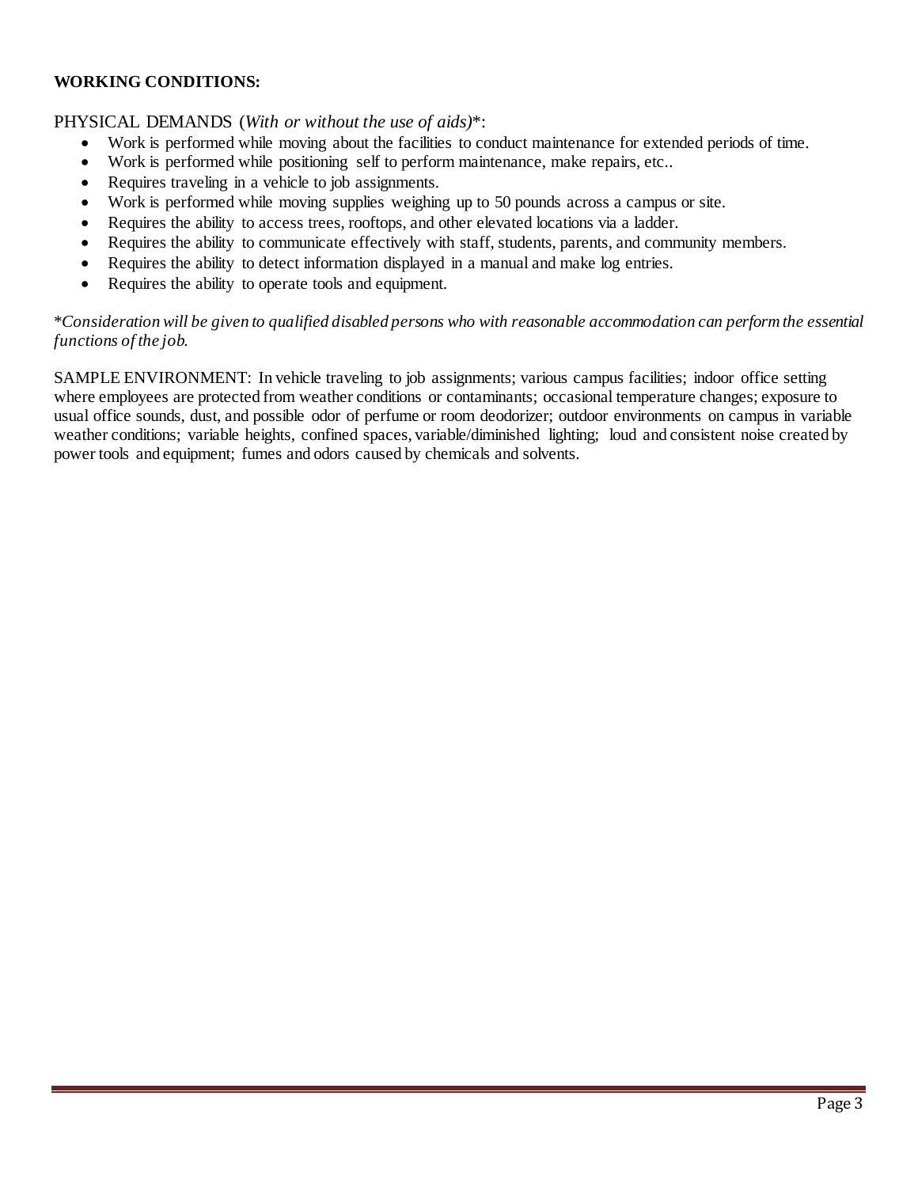**WORKING CONDITIONS:**

PHYSICAL DEMANDS (*With or without the use of aids)*\*:

- Work is performed while moving about the facilities to conduct maintenance for extended periods of time.
- Work is performed while positioning self to perform maintenance, make repairs, etc..
- Requires traveling in a vehicle to job assignments.
- Work is performed while moving supplies weighing up to 50 pounds across a campus or site.
- Requires the ability to access trees, rooftops, and other elevated locations via a ladder.
- Requires the ability to communicate effectively with staff, students, parents, and community members.
- Requires the ability to detect information displayed in a manual and make log entries.
- Requires the ability to operate tools and equipment.

\**Consideration will be given to qualified disabled persons who with reasonable accommodation can perform the essential functions of the job.*

SAMPLE ENVIRONMENT: In vehicle traveling to job assignments; various campus facilities; indoor office setting where employees are protected from weather conditions or contaminants; occasional temperature changes; exposure to usual office sounds, dust, and possible odor of perfume or room deodorizer; outdoor environments on campus in variable weather conditions; variable heights, confined spaces, variable/diminished lighting; loud and consistent noise created by power tools and equipment; fumes and odors caused by chemicals and solvents.